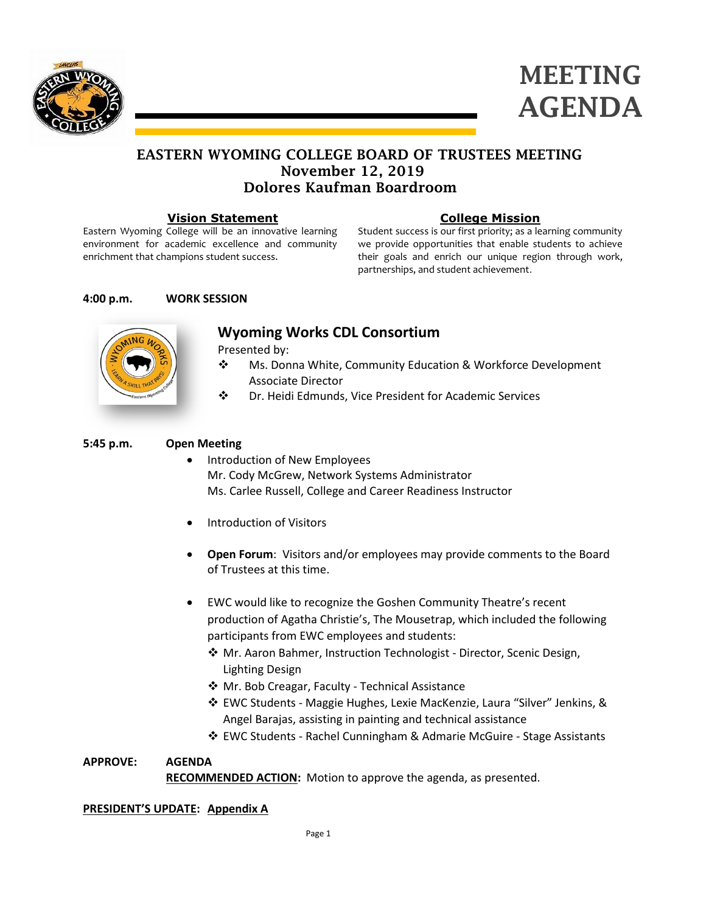# MEETING AGENDA

## EASTERN WYOMING COLLEGE BOARD OF TRUSTEES MEETING
## November 12, 2019
## Dolores Kaufman Boardroom

**Vision Statement**

Eastern Wyoming College will be an innovative learning environment for academic excellence and community enrichment that champions student success.

**College Mission**

Student success is our first priority; as a learning community we provide opportunities that enable students to achieve their goals and enrich our unique region through work, partnerships, and student achievement.

**4:00 p.m. WORK SESSION**

### Wyoming Works CDL Consortium

Presented by:

- ❖ Ms. Donna White, Community Education & Workforce Development Associate Director
- ❖ Dr. Heidi Edmunds, Vice President for Academic Services

**5:45 p.m. Open Meeting**

- Introduction of New Employees
  Mr. Cody McGrew, Network Systems Administrator
  Ms. Carlee Russell, College and Career Readiness Instructor
- Introduction of Visitors
- **Open Forum**: Visitors and/or employees may provide comments to the Board of Trustees at this time.
- EWC would like to recognize the Goshen Community Theatre's recent production of Agatha Christie's, The Mousetrap, which included the following participants from EWC employees and students:
  - ❖ Mr. Aaron Bahmer, Instruction Technologist - Director, Scenic Design, Lighting Design
  - ❖ Mr. Bob Creagar, Faculty - Technical Assistance
  - ❖ EWC Students - Maggie Hughes, Lexie MacKenzie, Laura "Silver" Jenkins, & Angel Barajas, assisting in painting and technical assistance
  - ❖ EWC Students - Rachel Cunningham & Admarie McGuire - Stage Assistants

**APPROVE: AGENDA**

**RECOMMENDED ACTION:** Motion to approve the agenda, as presented.

**PRESIDENT'S UPDATE: Appendix A**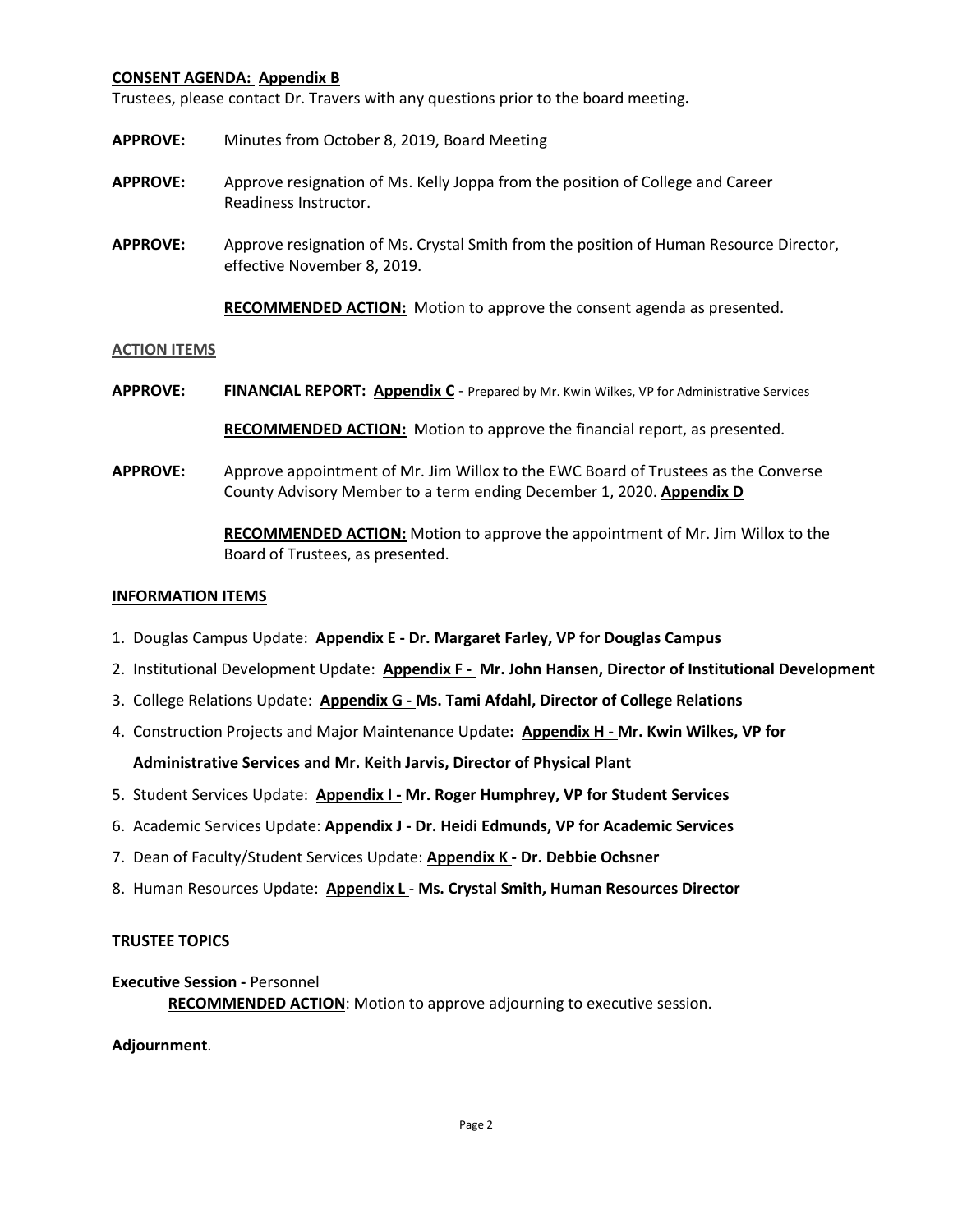**CONSENT AGENDA: Appendix B**

Trustees, please contact Dr. Travers with any questions prior to the board meeting**.**

**APPROVE:** Minutes from October 8, 2019, Board Meeting

**APPROVE:** Approve resignation of Ms. Kelly Joppa from the position of College and Career Readiness Instructor.

**APPROVE:** Approve resignation of Ms. Crystal Smith from the position of Human Resource Director, effective November 8, 2019.

**RECOMMENDED ACTION:** Motion to approve the consent agenda as presented.

**ACTION ITEMS**

**APPROVE:** **FINANCIAL REPORT: Appendix C** - Prepared by Mr. Kwin Wilkes, VP for Administrative Services

**RECOMMENDED ACTION:** Motion to approve the financial report, as presented.

**APPROVE:** Approve appointment of Mr. Jim Willox to the EWC Board of Trustees as the Converse County Advisory Member to a term ending December 1, 2020. **Appendix D**

**RECOMMENDED ACTION:** Motion to approve the appointment of Mr. Jim Willox to the Board of Trustees, as presented.

**INFORMATION ITEMS**

1. Douglas Campus Update: **Appendix E - Dr. Margaret Farley, VP for Douglas Campus**
2. Institutional Development Update: **Appendix F - Mr. John Hansen, Director of Institutional Development**
3. College Relations Update: **Appendix G - Ms. Tami Afdahl, Director of College Relations**
4. Construction Projects and Major Maintenance Update**: Appendix H - Mr. Kwin Wilkes, VP for Administrative Services and Mr. Keith Jarvis, Director of Physical Plant**
5. Student Services Update: **Appendix I - Mr. Roger Humphrey, VP for Student Services**
6. Academic Services Update: **Appendix J - Dr. Heidi Edmunds, VP for Academic Services**
7. Dean of Faculty/Student Services Update: **Appendix K - Dr. Debbie Ochsner**
8. Human Resources Update: **Appendix L** - **Ms. Crystal Smith, Human Resources Director**

**TRUSTEE TOPICS**

**Executive Session -** Personnel

**RECOMMENDED ACTION**: Motion to approve adjourning to executive session.

**Adjournment**.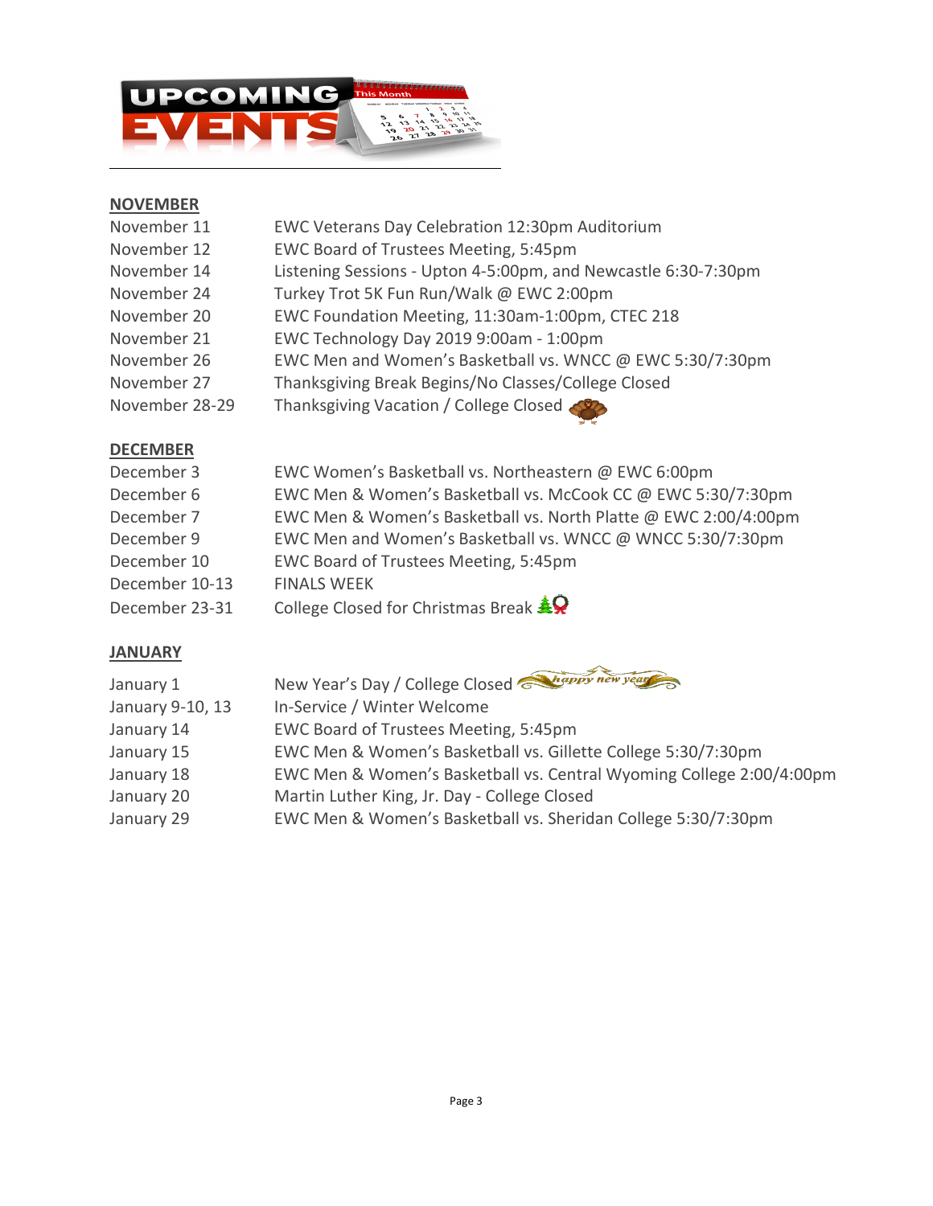# UPCOMING EVENTS

## NOVEMBER

| | |
|---|---|
| November 11 | EWC Veterans Day Celebration 12:30pm Auditorium |
| November 12 | EWC Board of Trustees Meeting, 5:45pm |
| November 14 | Listening Sessions - Upton 4-5:00pm, and Newcastle 6:30-7:30pm |
| November 24 | Turkey Trot 5K Fun Run/Walk @ EWC 2:00pm |
| November 20 | EWC Foundation Meeting, 11:30am-1:00pm, CTEC 218 |
| November 21 | EWC Technology Day 2019 9:00am - 1:00pm |
| November 26 | EWC Men and Women's Basketball vs. WNCC @ EWC 5:30/7:30pm |
| November 27 | Thanksgiving Break Begins/No Classes/College Closed |
| November 28-29 | Thanksgiving Vacation / College Closed |

## DECEMBER

| | |
|---|---|
| December 3 | EWC Women's Basketball vs. Northeastern @ EWC 6:00pm |
| December 6 | EWC Men & Women's Basketball vs. McCook CC @ EWC 5:30/7:30pm |
| December 7 | EWC Men & Women's Basketball vs. North Platte @ EWC 2:00/4:00pm |
| December 9 | EWC Men and Women's Basketball vs. WNCC @ WNCC 5:30/7:30pm |
| December 10 | EWC Board of Trustees Meeting, 5:45pm |
| December 10-13 | FINALS WEEK |
| December 23-31 | College Closed for Christmas Break |

## JANUARY

| | |
|---|---|
| January 1 | New Year's Day / College Closed |
| January 9-10, 13 | In-Service / Winter Welcome |
| January 14 | EWC Board of Trustees Meeting, 5:45pm |
| January 15 | EWC Men & Women's Basketball vs. Gillette College 5:30/7:30pm |
| January 18 | EWC Men & Women's Basketball vs. Central Wyoming College 2:00/4:00pm |
| January 20 | Martin Luther King, Jr. Day - College Closed |
| January 29 | EWC Men & Women's Basketball vs. Sheridan College 5:30/7:30pm |